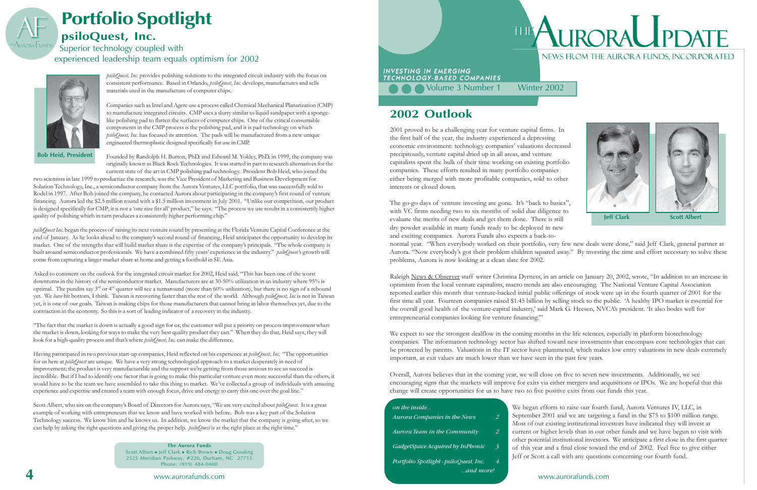# Portfolio Spotlight

## psiloQuest, Inc.

### Superior technology coupled with experienced leadership team equals optimism for 2002

**Bob Heid, President**

*psiloQuest, Inc.* provides polishing solutions to the integrated circuit industry with the focus on consistent performance. Based in Orlando, *psiloQuest, Inc.* develops, manufactures and sells materials used in the manufacture of computer chips.

Companies such as Intel and Agere use a process called Chemical Mechanical Planarization (CMP) to manufacture integrated circuits. CMP uses a slurry similar to liquid sandpaper with a sponge-like polishing pad to flatten the surfaces of computer chips. One of the critical consumable components in the CMP process is the polishing pad, and it is pad technology on which *psiloQuest, Inc.* has focused its attention. The pads will be manufactured from a new unique engineered thermoplastic designed specifically for use in CMP.

Founded by Randolph H. Burton, PhD. and Edward M. Yokley, PhD. in 1999, the company was originally known as Black Rock Technologies. It was started in part to research alternatives for the current state of the art in CMP polishing pad technology. President Bob Heid, who joined the two scientists in late 1999 to productize the research, was the Vice President of Marketing and Business Development for Solution Technology, Inc., a semiconductor company from the Aurora Ventures, LLC portfolio, that was successfully sold to Rodel in 1997. After Bob joined the company, he contacted Aurora about participating in the company's first round of venture financing. Aurora led the $2.5 million round with a $1.45 million investment in July 2001. "Unlike our competition, our product is designed specifically for CMP; it is not a 'one size fits all' product," he says. "The process we use results in a consistently higher quality of polishing which in turn produces a consistently higher performing chip."

*psiloQuest Inc.* began the process of raising its next venture round by presenting at the Florida Venture Capital Conference at the end of January. As he looks ahead to the company's second round of financing, Heid anticipates the opportunity to develop its market. One of the strengths that will build market share is the expertise of the company's principals. "The whole company is built around semiconductor professionals. We have a combined fifty years' experience in the industry." *psiloQuest's* growth will come from capturing a larger market share at home and getting a foothold in SE Asia.

Asked to comment on the outlook for the integrated circuit market for 2002, Heid said, "This has been one of the worst downturns in the history of the semiconductor market. Manufacturers are at 30-50% utilization in an industry where 95% is optimal. The pundits say 3rd or 4th quarter will see a turnaround (more than 60% utilization), but there is no sign of a rebound yet. We *have* hit bottom, I think. Taiwan is recovering faster than the rest of the world. Although *psiloQuest, Inc* is not in Taiwan yet, it is one of our goals. Taiwan is making chips for those manufacturers that cannot bring in labor themselves yet, due to the contraction in the economy. So this is a sort of leading indicator of a recovery in the industry.

"The fact that the market is down is actually a good sign for us; the customer will put a priority on process improvement when the market is down, looking for ways to make the very best quality product they can." When they do that, Heid says, they will look for a high-quality process and that's where *psiloQuest, Inc.* can make the difference.

Having participated in two previous start-up companies, Heid reflected on his experience at *psiloQuest, Inc.* "The opportunities for us here at *psiloQuest* are unique. We have a very strong technological approach to a market desperately in need of improvement; the product is very manufacturable and the support we're getting from those anxious to see us succeed is incredible. But if I had to identify one factor that is going to make this particular venture even more successful than the others, it would have to be the team we have assembled to take this thing to market. We've collected a group of individuals with amazing experience and expertise and created a team with enough focus, drive and energy to carry this one over the goal line."

Scott Albert, who sits on the company's Board of Directors for Aurora says, "We are very excited about *psiloQuest*. It is a great example of working with entrepreneurs that we know and have worked with before. Bob was a key part of the Solution Technology success. We know him and he knows us. In addition, we know the market that the company is going after, so we can help by asking the right questions and giving the proper help. *psiloQuest* is at the right place at the right time."

**The Aurora Funds**
Scott Albert • Jeff Clark • Rich Brown • Doug Gooding
2525 Meridian Parkway, #220, Durham, NC 27713
Phone: (919) 484-0400

www.aurorafunds.com

# The Aurora Update

NEWS FROM THE AURORA FUNDS, INCORPORATED

*INVESTING IN EMERGING TECHNOLOGY-BASED COMPANIES*

Volume 3 Number 1 Winter 2002

## 2002 Outlook

**Jeff Clark** **Scott Albert**

2001 proved to be a challenging year for venture capital firms. In the first half of the year, the industry experienced a depressing economic environment: technology companies' valuations decreased precipitously, venture capital dried up in all areas, and venture capitalists spent the bulk of their time working on existing portfolio companies. These efforts resulted in many portfolio companies either being merged with more profitable companies, sold to other interests or closed down.

The go-go days of venture investing are gone. It's "back to basics", with VC firms needing two to six months of solid due diligence to evaluate the merits of new deals and get them done. There is still dry powder available in many funds ready to be deployed in new and exciting companies. Aurora Funds also expects a back-to-normal year. "When everybody worked on their portfolio, very few new deals were done," said Jeff Clark, general partner at Aurora. "Now everybody's got their problem children squared away." By investing the time and effort necessary to solve these problems, Aurora is now looking at a clean slate for 2002.

Raleigh News & Observer staff writer Christina Dyrness, in an article on January 20, 2002, wrote, "In addition to an increase in optimism from the local venture capitalists, macro trends are also encouraging. The National Venture Capital Association reported earlier this month that venture-backed initial public offerings of stock were up in the fourth quarter of 2001 for the first time all year. Fourteen companies raised $1.45 billion by selling stock to the public. 'A healthy IPO market is essential for the overall good health of the venture-capital industry,' said Mark G. Heesen, NVCA's president. 'It also bodes well for entrepreneurial companies looking for venture financing.'"

We expect to see the strongest dealflow in the coming months in the life sciences, especially in platform biotechnology companies. The information technology sector has shifted toward new investments that encompass core technologies that can be protected by patents. Valuations in the IT sector have plummeted, which makes low entry valuations in new deals extremely important, as exit values are much lower than we have seen in the past few years.

Overall, Aurora believes that in the coming year, we will close on five to seven new investments. Additionally, we see encouraging signs that the markets will improve for exits via either mergers and acquisitions or IPOs. We are hopeful that this change will create opportunities for us to have two to five positive exits from our funds this year.

We began efforts to raise our fourth fund, Aurora Ventures IV, LLC, in September 2001 and we are targeting a fund in the $75 to $100 million range. Most of our existing institutional investors have indicated they will invest at current or higher levels than in our other funds and we have begun to visit with other potential institutional investors. We anticipate a first close in the first quarter of this year and a final close toward the end of 2002. Feel free to give either Jeff or Scott a call with any questions concerning our fourth fund.

*on the inside...*

| | |
|---|---|
| *Aurora Companies in the News* | 2 |
| *Aurora Team in the Community* | 2 |
| *GadgetSpace Acquired by InPhonic* | 3 |
| *Portfolio Spotlight - psiloQuest, Inc.* | 4 |
| *...and more!* | |

www.aurorafunds.com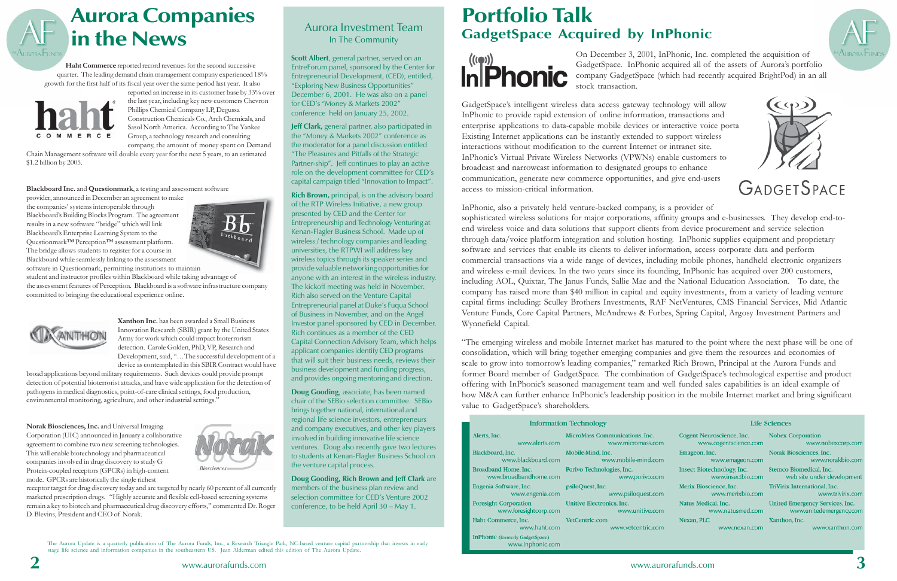# Aurora Companies in the News

**Haht Commerce** reported record revenues for the second successive quarter. The leading demand chain management company experienced 18% growth for the first half of its fiscal year over the same period last year. It also reported an increase in its customer base by 33% over the last year, including key new customers Chevron Phillips Chemical Company LP, Degussa Construction Chemicals Co., Arch Chemicals, and Sasol North America. According to The Yankee Group, a technology research and consulting company, the amount of money spent on Demand Chain Management software will double every year for the next 5 years, to an estimated $1.2 billion by 2005.

**Blackboard Inc.** and **Questionmark**, a testing and assessment software provider, announced in December an agreement to make the companies' systems interoperable through Blackboard's Building Blocks Program. The agreement results in a new software "bridge" which will link Blackboard's Enterprise Learning System to the Questionmark™ Perception™ assessment platform. The bridge allows students to register for a course in Blackboard while seamlessly linking to the assessment software in Questionmark, permitting institutions to maintain student and instructor profiles within Blackboard while taking advantage of the assessment features of Perception. Blackboard is a software infrastructure company committed to bringing the educational experience online.

**Xanthon Inc.** has been awarded a Small Business Innovation Research (SBIR) grant by the United States Army for work which could impact bioterrorism detection. Carole Golden, PhD, VP, Research and Development, said, "…The successful development of a device as contemplated in this SBIR Contract would have broad applications beyond military requirements. Such devices could provide prompt detection of potential bioterrorist attacks, and have wide application for the detection of pathogens in medical diagnostics, point-of-care clinical settings, food production, environmental monitoring, agriculture, and other industrial settings."

**Norak Biosciences, Inc.** and Universal Imaging Corporation (UIC) announced in January a collaborative agreement to combine two new screening technologies. This will enable biotechnology and pharmaceutical companies involved in drug discovery to study G Protein-coupled receptors (GPCRs) in high-content mode. GPCRs are historically the single richest receptor target for drug discovery today and are targeted by nearly 60 percent of all currently marketed prescription drugs. "Highly accurate and flexible cell-based screening systems remain a key to biotech and pharmaceutical drug discovery efforts," commented Dr. Roger D. Blevins, President and CEO of Norak.

## Aurora Investment Team In The Community

**Scott Albert**, general partner, served on an EntreForum panel, sponsored by the Center for Entrepreneurial Development, (CED), entitled, "Exploring New Business Opportunities" December 6, 2001. He was also on a panel for CED's "Money & Markets 2002" conference held on January 25, 2002.

**Jeff Clark,** general partner, also participated in the "Money & Markets 2002" conference as the moderator for a panel discussion entitled "The Pleasures and Pitfalls of the Strategic Partner-ship". Jeff continues to play an active role on the development committee for CED's capital campaign titled "Innovation to Impact".

**Rich Brown,** principal, is on the advisory board of the RTP Wireless Initiative, a new group presented by CED and the Center for Entrepreneurship and Technology Venturing at Kenan-Flagler Business School. Made up of wireless / technology companies and leading universities, the RTPWI will address key wireless topics through its speaker series and provide valuable networking opportunities for anyone with an interest in the wireless industry. The kickoff meeting was held in November. Rich also served on the Venture Capital Entrepreneurial panel at Duke's Fuqua School of Business in November, and on the Angel Investor panel sponsored by CED in December. Rich continues as a member of the CED Capital Connection Advisory Team, which helps applicant companies identify CED programs that will suit their business needs, reviews their business development and funding progress, and provides ongoing mentoring and direction.

**Doug Gooding**, associate, has been named chair of the SEBio selection committee. SEBio brings together national, international and regional life science investors, entrepreneurs and company executives, and other key players involved in building innovative life science ventures. Doug also recently gave two lectures to students at Kenan-Flagler Business School on the venture capital process.

**Doug Gooding, Rich Brown and Jeff Clark** are members of the business plan review and selection committee for CED's Venture 2002 conference, to be held April 30 – May 1.

# Portfolio Talk

## GadgetSpace Acquired by InPhonic

On December 3, 2001, InPhonic, Inc. completed the acquisition of GadgetSpace. InPhonic acquired all of the assets of Aurora's portfolio company GadgetSpace (which had recently acquired BrightPod) in an all stock transaction.

GadgetSpace's intelligent wireless data access gateway technology will allow InPhonic to provide rapid extension of online information, transactions and enterprise applications to data-capable mobile devices or interactive voice porta Existing Internet applications can be instantly extended to support wireless interactions without modification to the current Internet or intranet site. InPhonic's Virtual Private Wireless Networks (VPWNs) enable customers to broadcast and narrowcast information to designated groups to enhance communication, generate new commerce opportunities, and give end-users access to mission-critical information.

InPhonic, also a privately held venture-backed company, is a provider of sophisticated wireless solutions for major corporations, affinity groups and e-businesses. They develop end-to-end wireless voice and data solutions that support clients from device procurement and service selection through data/voice platform integration and solution hosting. InPhonic supplies equipment and proprietary software and services that enable its clients to deliver information, access corporate data and perform commercial transactions via a wide range of devices, including mobile phones, handheld electronic organizers and wireless e-mail devices. In the two years since its founding, InPhonic has acquired over 200 customers, including AOL, Quixtar, The Janus Funds, Sallie Mae and the National Education Association. To date, the company has raised more than $40 million in capital and equity investments, from a variety of leading venture capital firms including: Sculley Brothers Investments, RAF NetVentures, CMS Financial Services, Mid Atlantic Venture Funds, Core Capital Partners, McAndrews & Forbes, Spring Capital, Argosy Investment Partners and Wynnefield Capital.

"The emerging wireless and mobile Internet market has matured to the point where the next phase will be one of consolidation, which will bring together emerging companies and give them the resources and economies of scale to grow into tomorrow's leading companies," remarked Rich Brown, Principal at the Aurora Funds and former Board member of GadgetSpace. The combination of GadgetSpace's technological expertise and product offering with InPhonic's seasoned management team and well funded sales capabilities is an ideal example of how M&A can further enhance InPhonic's leadership position in the mobile Internet market and bring significant value to GadgetSpace's shareholders.

| Information Technology | | Life Sciences | |
|---|---|---|---|
| Alerts, Inc. www.alerts.com | MicroMass Communications, Inc. www.micromass.com | Cogent Neuroscience, Inc. www.cogentscience.com | Nobex Corporation www.nobexcorp.com |
| Blackboard, Inc. www.blackboard.com | Mobile-Mind, Inc. www.mobile-mind.com | Emageon, Inc. www.emageon.com | Norak Biosciences, Inc. www.norakbio.com |
| Broadband Home, Inc. www.broadbandhome.com | Porivo Technologies, Inc. www.porivo.com | Insect Biotechnology, Inc. www.insectbio.com | Stemco Biomedical, Inc. web site under development |
| Engenia Software, Inc. www.engenia.com | psiloQuest, Inc. www.psiloquest.com | Merix Bioscience, Inc. www.merixbio.com | TriVirix International, Inc. www.trivirix.com |
| Foresight Corporation www.foresightcorp.com | Unitive Electronics, Inc. www.unitive.com | Natus Medical, Inc. www.natusmed.com | United Emergency Services, Inc. www.unitedemergency.com |
| Haht Commerce, Inc. www.haht.com | VetCentric.com www.vetcentric.com | Nexan, PLC www.nexan.com | Xanthon, Inc. www.xanthon.com |
| InPhonic (formerly GadgetSpace) www.inphonic.com | | | |

The Aurora Update is a quarterly publication of The Aurora Funds, Inc., a Research Triangle Park, NC-based venture capital partnership that invests in early stage life science and information companies in the southeastern US. Jean Alderman edited this edition of The Aurora Update.